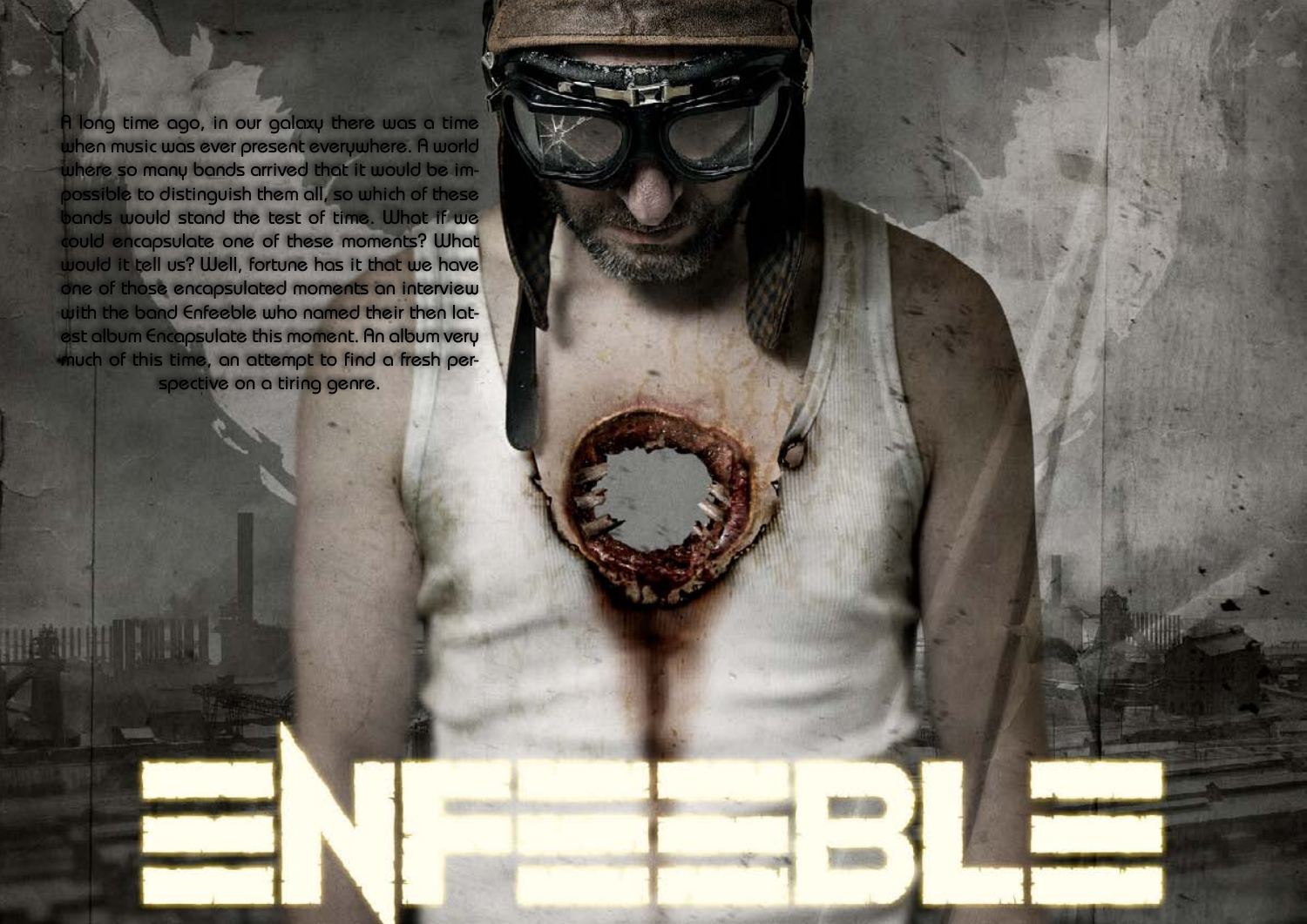A long time ago, in our galaxy there was a time when music was ever present everywhere. A world where so many bands arrived that it would be impossible to distinguish them all, so which of these bands would stand the test of time. What if we could encapsulate one of these moments? What would it tell us? Well, fortune has it that we have one of those encapsulated moments an interview with the band Enfeeble who named their then latest album Encapsulate this moment. An album very much of this time, an attempt to find a fresh perspective on a tiring genre.

# ENFEEBLE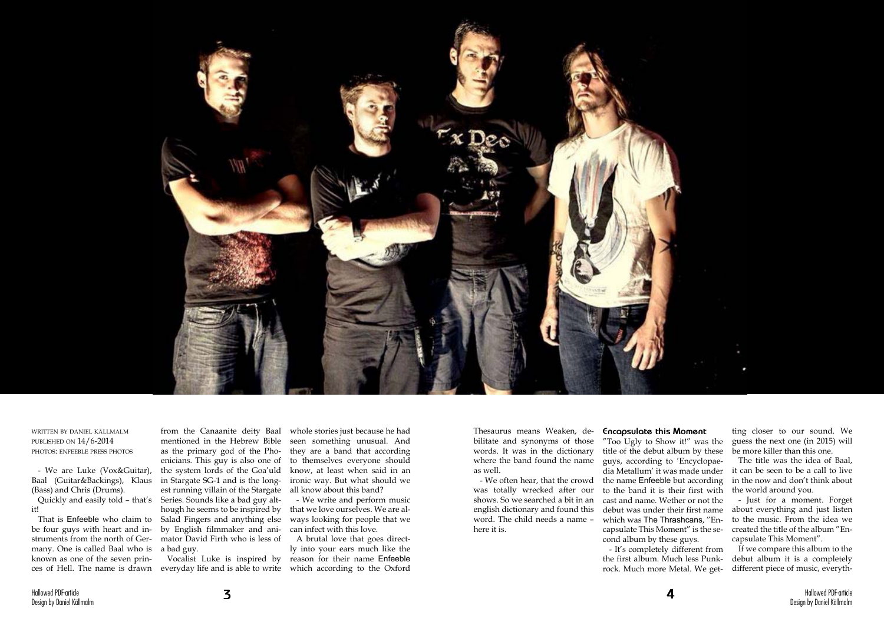WRITTEN BY DANIEL KÄLLMALM
PUBLISHED ON 14/6-2014
PHOTOS: ENFEEBLE PRESS PHOTOS

- We are Luke (Vox&Guitar), Baal (Guitar&Backings), Klaus (Bass) and Chris (Drums).

Quickly and easily told – that's it!

That is Enfeeble who claim to be four guys with heart and instruments from the north of Germany. One is called Baal who is known as one of the seven princes of Hell. The name is drawn from the Canaanite deity Baal mentioned in the Hebrew Bible as the primary god of the Phoenicians. This guy is also one of the system lords of the Goa'uld in Stargate SG-1 and is the longest running villain of the Stargate Series. Sounds like a bad guy although he seems to be inspired by Salad Fingers and anything else by English filmmaker and animator David Firth who is less of a bad guy.

Vocalist Luke is inspired by everyday life and is able to write whole stories just because he had seen something unusual. And they are a band that according to themselves everyone should know, at least when said in an ironic way. But what should we all know about this band?

- We write and perform music that we love ourselves. We are always looking for people that we can infect with this love.

A brutal love that goes directly into your ears much like the reason for their name Enfeeble which according to the Oxford Thesaurus means Weaken, debilitate and synonyms of those words. It was in the dictionary where the band found the name as well.

- We often hear, that the crowd was totally wrecked after our shows. So we searched a bit in an english dictionary and found this word. The child needs a name – here it is.

## Encapsulate this Moment

"Too Ugly to Show it!" was the title of the debut album by these guys, according to 'Encyclopaedia Metallum' it was made under the name Enfeeble but according to the band it is their first with cast and name. Wether or not the debut was under their first name which was The Thrashcans, "Encapsulate This Moment" is the second album by these guys.

- It's completely different from the first album. Much less Punk-rock. Much more Metal. We getting closer to our sound. We guess the next one (in 2015) will be more killer than this one.

The title was the idea of Baal, it can be seen to be a call to live in the now and don't think about the world around you.

- Just for a moment. Forget about everything and just listen to the music. From the idea we created the title of the album "Encapsulate This Moment".

If we compare this album to the debut album it is a completely different piece of music, everyth-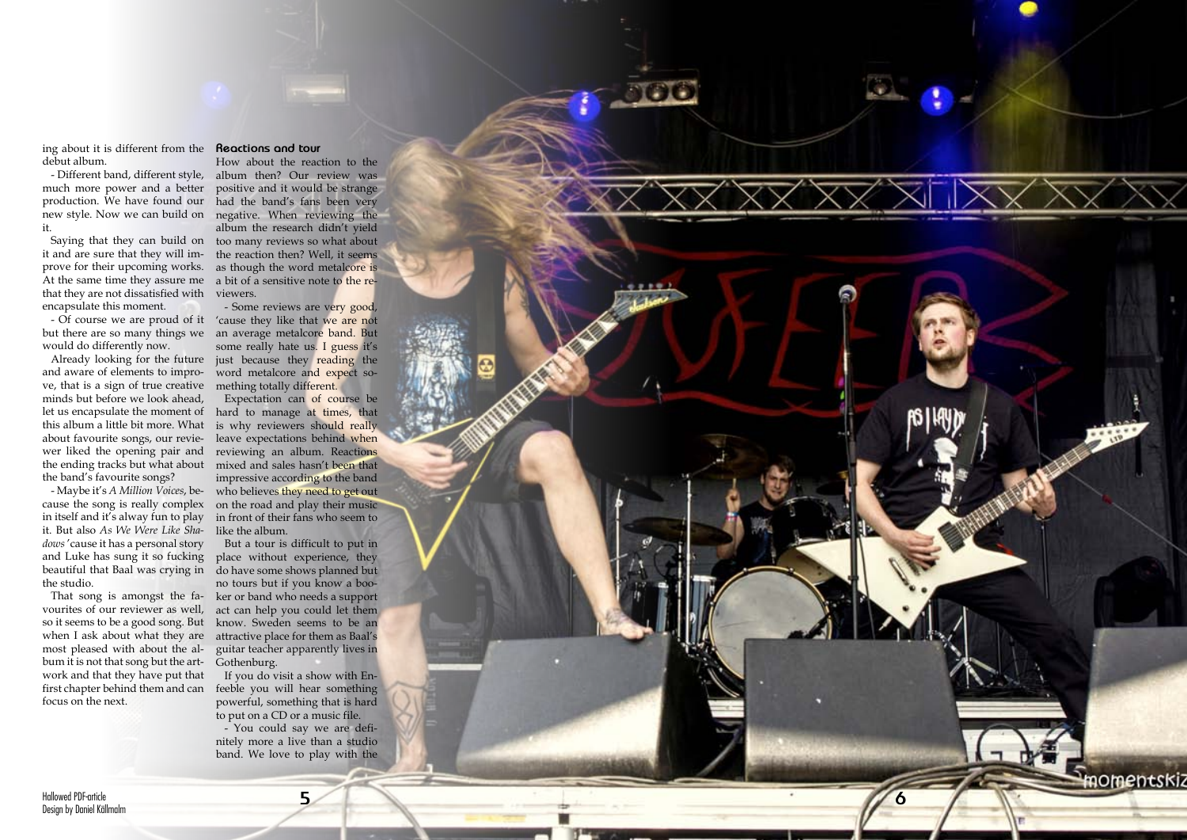ing about it is different from the debut album.

- Different band, different style, much more power and a better production. We have found our new style. Now we can build on it.

Saying that they can build on it and are sure that they will improve for their upcoming works. At the same time they assure me that they are not dissatisfied with encapsulate this moment.

- Of course we are proud of it but there are so many things we would do differently now.

Already looking for the future and aware of elements to improve, that is a sign of true creative minds but before we look ahead, let us encapsulate the moment of this album a little bit more. What about favourite songs, our reviewer liked the opening pair and the ending tracks but what about the band's favourite songs?

- Maybe it's *A Million Voices*, because the song is really complex in itself and it's alway fun to play it. But also *As We Were Like Shadows* 'cause it has a personal story and Luke has sung it so fucking beautiful that Baal was crying in the studio.

That song is amongst the favourites of our reviewer as well, so it seems to be a good song. But when I ask about what they are most pleased with about the album it is not that song but the artwork and that they have put that first chapter behind them and can focus on the next.

### Reactions and tour

How about the reaction to the album then? Our review was positive and it would be strange had the band's fans been very negative. When reviewing the album the research didn't yield too many reviews so what about the reaction then? Well, it seems as though the word metalcore is a bit of a sensitive note to the reviewers.

- Some reviews are very good, 'cause they like that we are not an average metalcore band. But some really hate us. I guess it's just because they reading the word metalcore and expect something totally different.

Expectation can of course be hard to manage at times, that is why reviewers should really leave expectations behind when reviewing an album. Reactions mixed and sales hasn't been that impressive according to the band who believes they need to get out on the road and play their music in front of their fans who seem to like the album.

But a tour is difficult to put in place without experience, they do have some shows planned but no tours but if you know a booker or band who needs a support act can help you could let them know. Sweden seems to be an attractive place for them as Baal's guitar teacher apparently lives in Gothenburg.

If you do visit a show with Enfeeble you will hear something powerful, something that is hard to put on a CD or a music file.

- You could say we are definitely more a live than a studio band. We love to play with the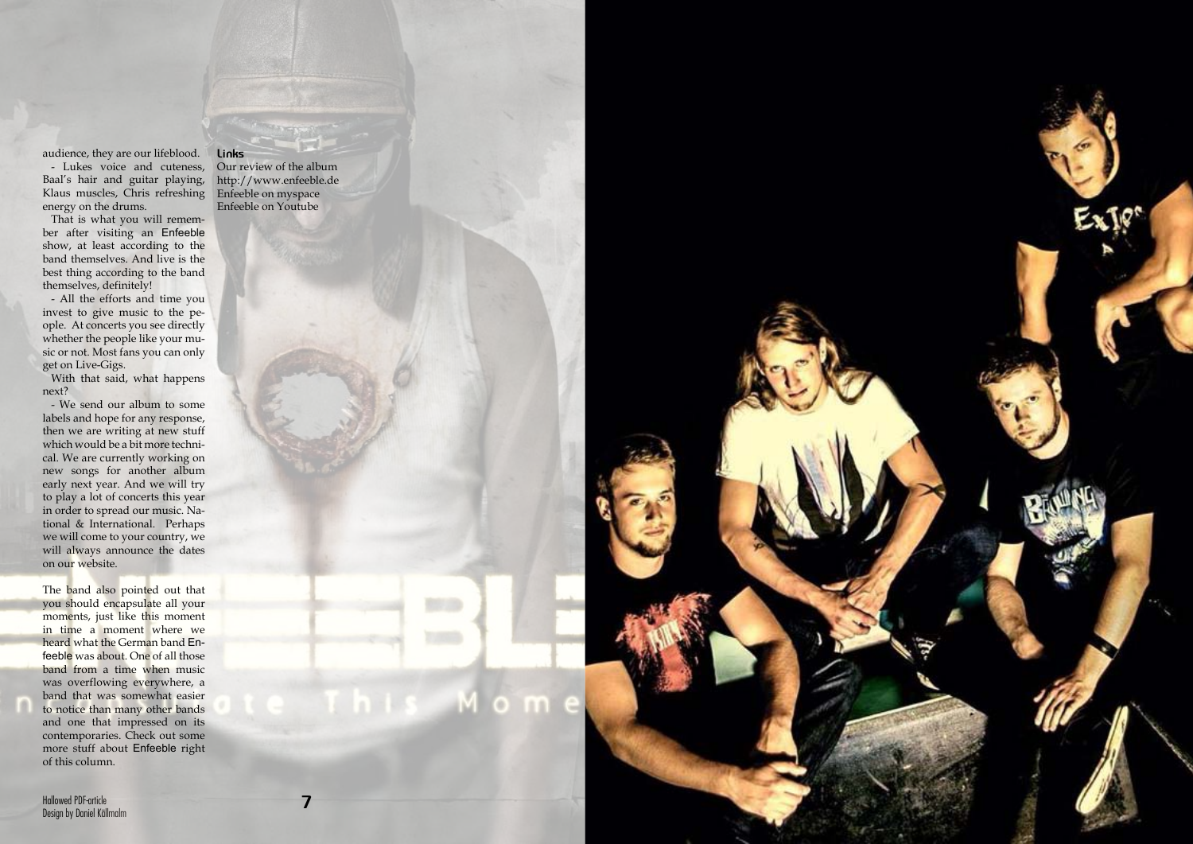audience, they are our lifeblood.

- Lukes voice and cuteness, Baal's hair and guitar playing, Klaus muscles, Chris refreshing energy on the drums.

That is what you will remember after visiting an Enfeeble show, at least according to the band themselves. And live is the best thing according to the band themselves, definitely!

- All the efforts and time you invest to give music to the people. At concerts you see directly whether the people like your music or not. Most fans you can only get on Live-Gigs.

With that said, what happens next?

- We send our album to some labels and hope for any response, then we are writing at new stuff which would be a bit more technical. We are currently working on new songs for another album early next year. And we will try to play a lot of concerts this year in order to spread our music. National & International. Perhaps we will come to your country, we will always announce the dates on our website.

The band also pointed out that you should encapsulate all your moments, just like this moment in time a moment where we heard what the German band Enfeeble was about. One of all those band from a time when music was overflowing everywhere, a band that was somewhat easier to notice than many other bands and one that impressed on its contemporaries. Check out some more stuff about Enfeeble right of this column.

**Links**

Our review of the album
http://www.enfeeble.de
Enfeeble on myspace
Enfeeble on Youtube

Hallowed PDF-article
Design by Daniel Källmalm